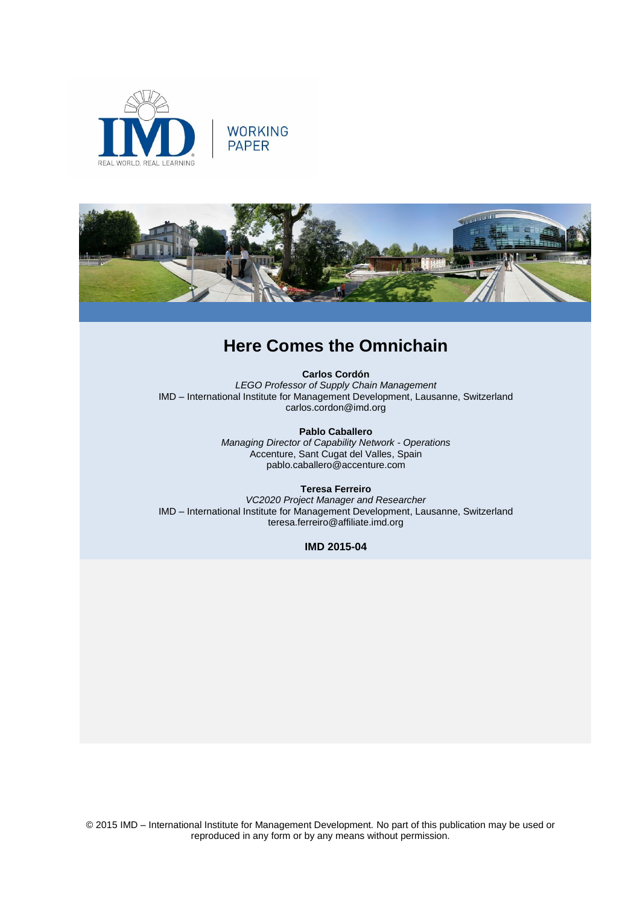IMD WORKING PAPER

REAL WORLD. REAL LEARNING

# Here Comes the Omnichain

**Carlos Cordón**
*LEGO Professor of Supply Chain Management*
IMD – International Institute for Management Development, Lausanne, Switzerland
carlos.cordon@imd.org

**Pablo Caballero**
*Managing Director of Capability Network - Operations*
Accenture, Sant Cugat del Valles, Spain
pablo.caballero@accenture.com

**Teresa Ferreiro**
*VC2020 Project Manager and Researcher*
IMD – International Institute for Management Development, Lausanne, Switzerland
teresa.ferreiro@affiliate.imd.org

**IMD 2015-04**

© 2015 IMD – International Institute for Management Development. No part of this publication may be used or reproduced in any form or by any means without permission.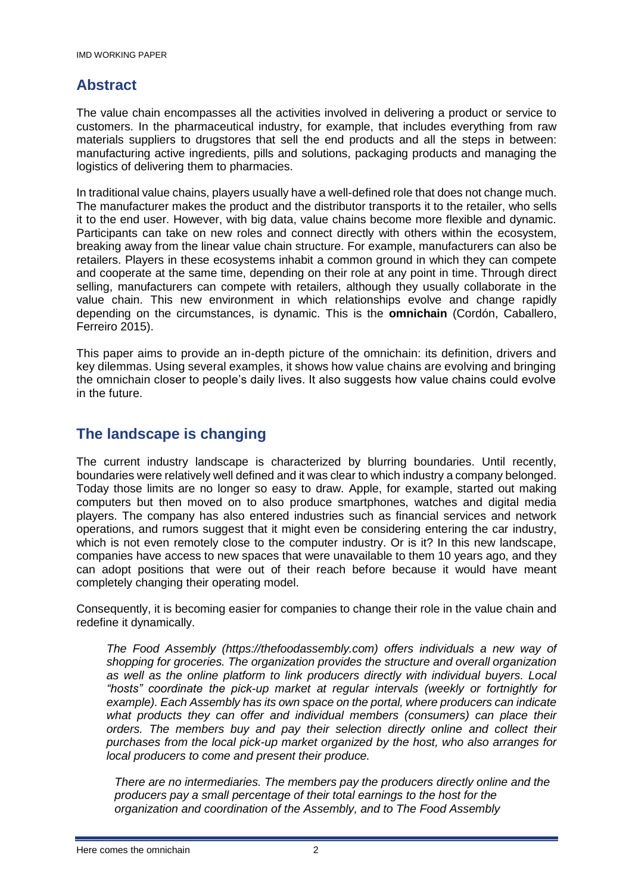## Abstract

The value chain encompasses all the activities involved in delivering a product or service to customers. In the pharmaceutical industry, for example, that includes everything from raw materials suppliers to drugstores that sell the end products and all the steps in between: manufacturing active ingredients, pills and solutions, packaging products and managing the logistics of delivering them to pharmacies.

In traditional value chains, players usually have a well-defined role that does not change much. The manufacturer makes the product and the distributor transports it to the retailer, who sells it to the end user. However, with big data, value chains become more flexible and dynamic. Participants can take on new roles and connect directly with others within the ecosystem, breaking away from the linear value chain structure. For example, manufacturers can also be retailers. Players in these ecosystems inhabit a common ground in which they can compete and cooperate at the same time, depending on their role at any point in time. Through direct selling, manufacturers can compete with retailers, although they usually collaborate in the value chain. This new environment in which relationships evolve and change rapidly depending on the circumstances, is dynamic. This is the **omnichain** (Cordón, Caballero, Ferreiro 2015).

This paper aims to provide an in-depth picture of the omnichain: its definition, drivers and key dilemmas. Using several examples, it shows how value chains are evolving and bringing the omnichain closer to people's daily lives. It also suggests how value chains could evolve in the future.

## The landscape is changing

The current industry landscape is characterized by blurring boundaries. Until recently, boundaries were relatively well defined and it was clear to which industry a company belonged. Today those limits are no longer so easy to draw. Apple, for example, started out making computers but then moved on to also produce smartphones, watches and digital media players. The company has also entered industries such as financial services and network operations, and rumors suggest that it might even be considering entering the car industry, which is not even remotely close to the computer industry. Or is it? In this new landscape, companies have access to new spaces that were unavailable to them 10 years ago, and they can adopt positions that were out of their reach before because it would have meant completely changing their operating model.

Consequently, it is becoming easier for companies to change their role in the value chain and redefine it dynamically.

> *The Food Assembly (https://thefoodassembly.com) offers individuals a new way of shopping for groceries. The organization provides the structure and overall organization as well as the online platform to link producers directly with individual buyers. Local "hosts" coordinate the pick-up market at regular intervals (weekly or fortnightly for example). Each Assembly has its own space on the portal, where producers can indicate what products they can offer and individual members (consumers) can place their orders. The members buy and pay their selection directly online and collect their purchases from the local pick-up market organized by the host, who also arranges for local producers to come and present their produce.*
>
> *There are no intermediaries. The members pay the producers directly online and the producers pay a small percentage of their total earnings to the host for the organization and coordination of the Assembly, and to The Food Assembly*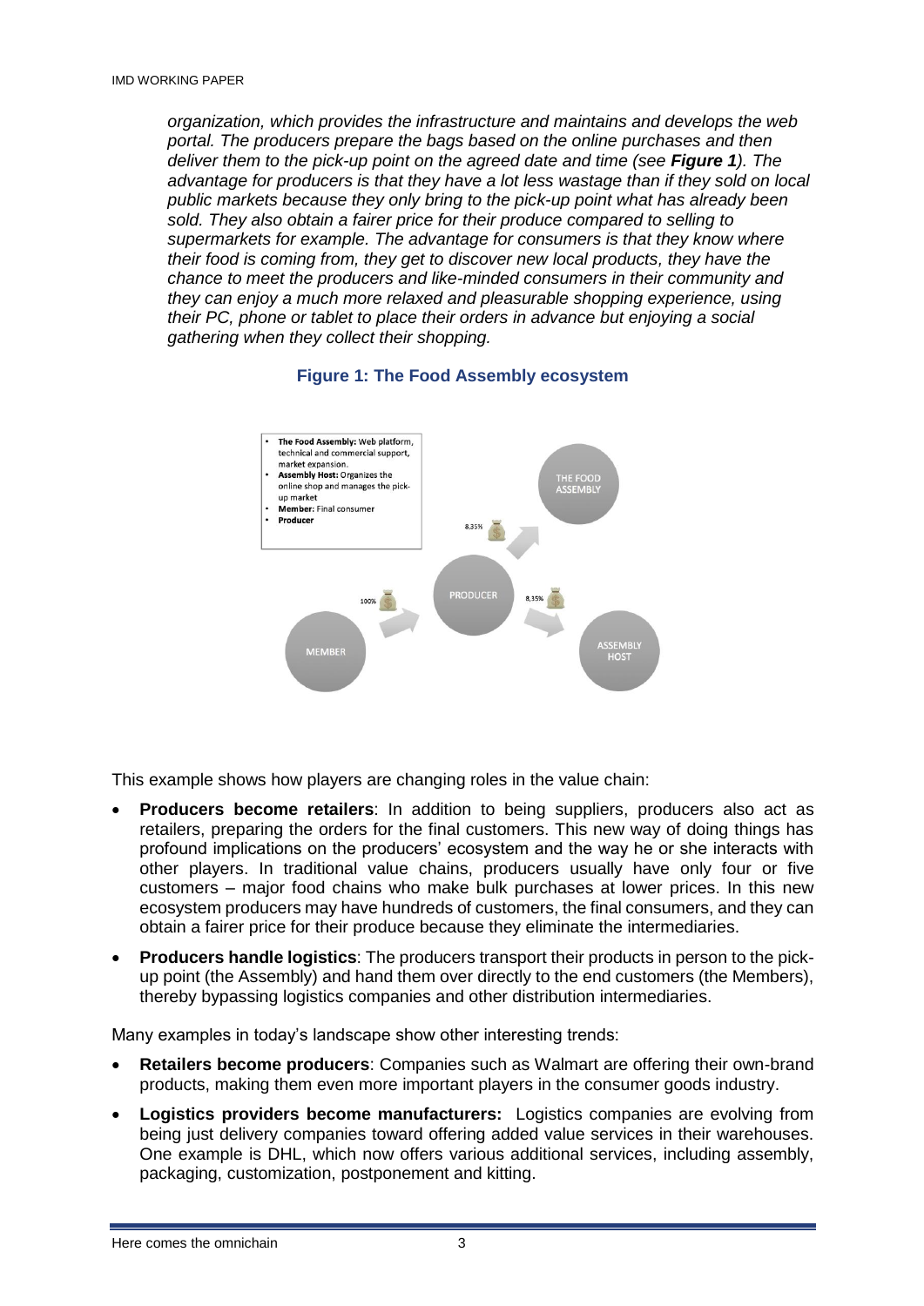*organization, which provides the infrastructure and maintains and develops the web portal. The producers prepare the bags based on the online purchases and then deliver them to the pick-up point on the agreed date and time (see **Figure 1**). The advantage for producers is that they have a lot less wastage than if they sold on local public markets because they only bring to the pick-up point what has already been sold. They also obtain a fairer price for their produce compared to selling to supermarkets for example. The advantage for consumers is that they know where their food is coming from, they get to discover new local products, they have the chance to meet the producers and like-minded consumers in their community and they can enjoy a much more relaxed and pleasurable shopping experience, using their PC, phone or tablet to place their orders in advance but enjoying a social gathering when they collect their shopping.*

**Figure 1: The Food Assembly ecosystem**

- **The Food Assembly:** Web platform, technical and commercial support, market expansion.
- **Assembly Host:** Organizes the online shop and manages the pick-up market
- **Member:** Final consumer
- **Producer**

MEMBER → (100%) → PRODUCER → (8,35%) → THE FOOD ASSEMBLY

PRODUCER → (8,35%) → ASSEMBLY HOST

This example shows how players are changing roles in the value chain:

- **Producers become retailers**: In addition to being suppliers, producers also act as retailers, preparing the orders for the final customers. This new way of doing things has profound implications on the producers' ecosystem and the way he or she interacts with other players. In traditional value chains, producers usually have only four or five customers – major food chains who make bulk purchases at lower prices. In this new ecosystem producers may have hundreds of customers, the final consumers, and they can obtain a fairer price for their produce because they eliminate the intermediaries.
- **Producers handle logistics**: The producers transport their products in person to the pick-up point (the Assembly) and hand them over directly to the end customers (the Members), thereby bypassing logistics companies and other distribution intermediaries.

Many examples in today's landscape show other interesting trends:

- **Retailers become producers**: Companies such as Walmart are offering their own-brand products, making them even more important players in the consumer goods industry.
- **Logistics providers become manufacturers:** Logistics companies are evolving from being just delivery companies toward offering added value services in their warehouses. One example is DHL, which now offers various additional services, including assembly, packaging, customization, postponement and kitting.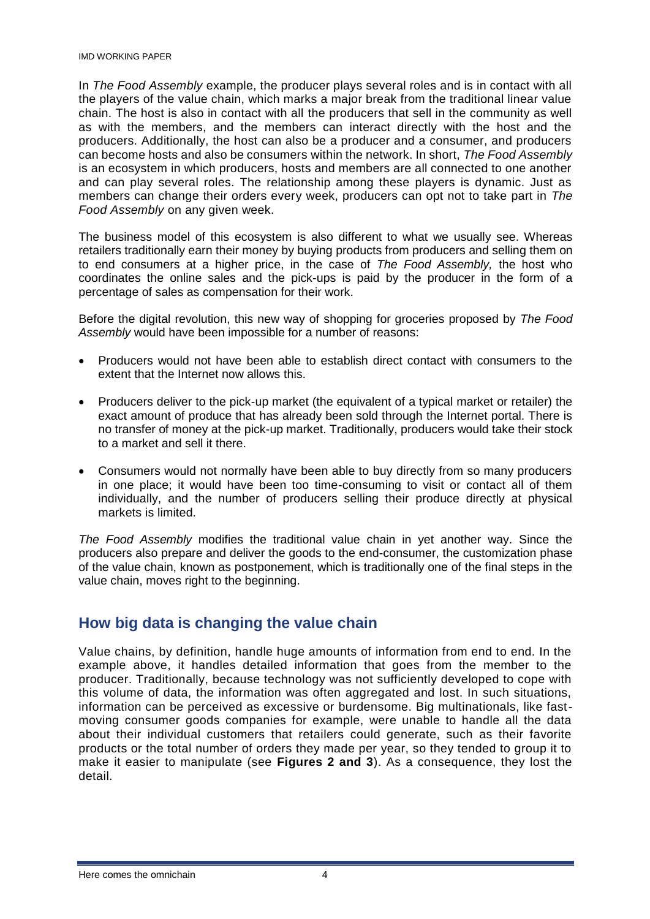In *The Food Assembly* example, the producer plays several roles and is in contact with all the players of the value chain, which marks a major break from the traditional linear value chain. The host is also in contact with all the producers that sell in the community as well as with the members, and the members can interact directly with the host and the producers. Additionally, the host can also be a producer and a consumer, and producers can become hosts and also be consumers within the network. In short, *The Food Assembly* is an ecosystem in which producers, hosts and members are all connected to one another and can play several roles. The relationship among these players is dynamic. Just as members can change their orders every week, producers can opt not to take part in *The Food Assembly* on any given week.

The business model of this ecosystem is also different to what we usually see. Whereas retailers traditionally earn their money by buying products from producers and selling them on to end consumers at a higher price, in the case of *The Food Assembly,* the host who coordinates the online sales and the pick-ups is paid by the producer in the form of a percentage of sales as compensation for their work.

Before the digital revolution, this new way of shopping for groceries proposed by *The Food Assembly* would have been impossible for a number of reasons:

- Producers would not have been able to establish direct contact with consumers to the extent that the Internet now allows this.
- Producers deliver to the pick-up market (the equivalent of a typical market or retailer) the exact amount of produce that has already been sold through the Internet portal. There is no transfer of money at the pick-up market. Traditionally, producers would take their stock to a market and sell it there.
- Consumers would not normally have been able to buy directly from so many producers in one place; it would have been too time-consuming to visit or contact all of them individually, and the number of producers selling their produce directly at physical markets is limited.

*The Food Assembly* modifies the traditional value chain in yet another way. Since the producers also prepare and deliver the goods to the end-consumer, the customization phase of the value chain, known as postponement, which is traditionally one of the final steps in the value chain, moves right to the beginning.

## How big data is changing the value chain

Value chains, by definition, handle huge amounts of information from end to end. In the example above, it handles detailed information that goes from the member to the producer. Traditionally, because technology was not sufficiently developed to cope with this volume of data, the information was often aggregated and lost. In such situations, information can be perceived as excessive or burdensome. Big multinationals, like fast-moving consumer goods companies for example, were unable to handle all the data about their individual customers that retailers could generate, such as their favorite products or the total number of orders they made per year, so they tended to group it to make it easier to manipulate (see **Figures 2 and 3**). As a consequence, they lost the detail.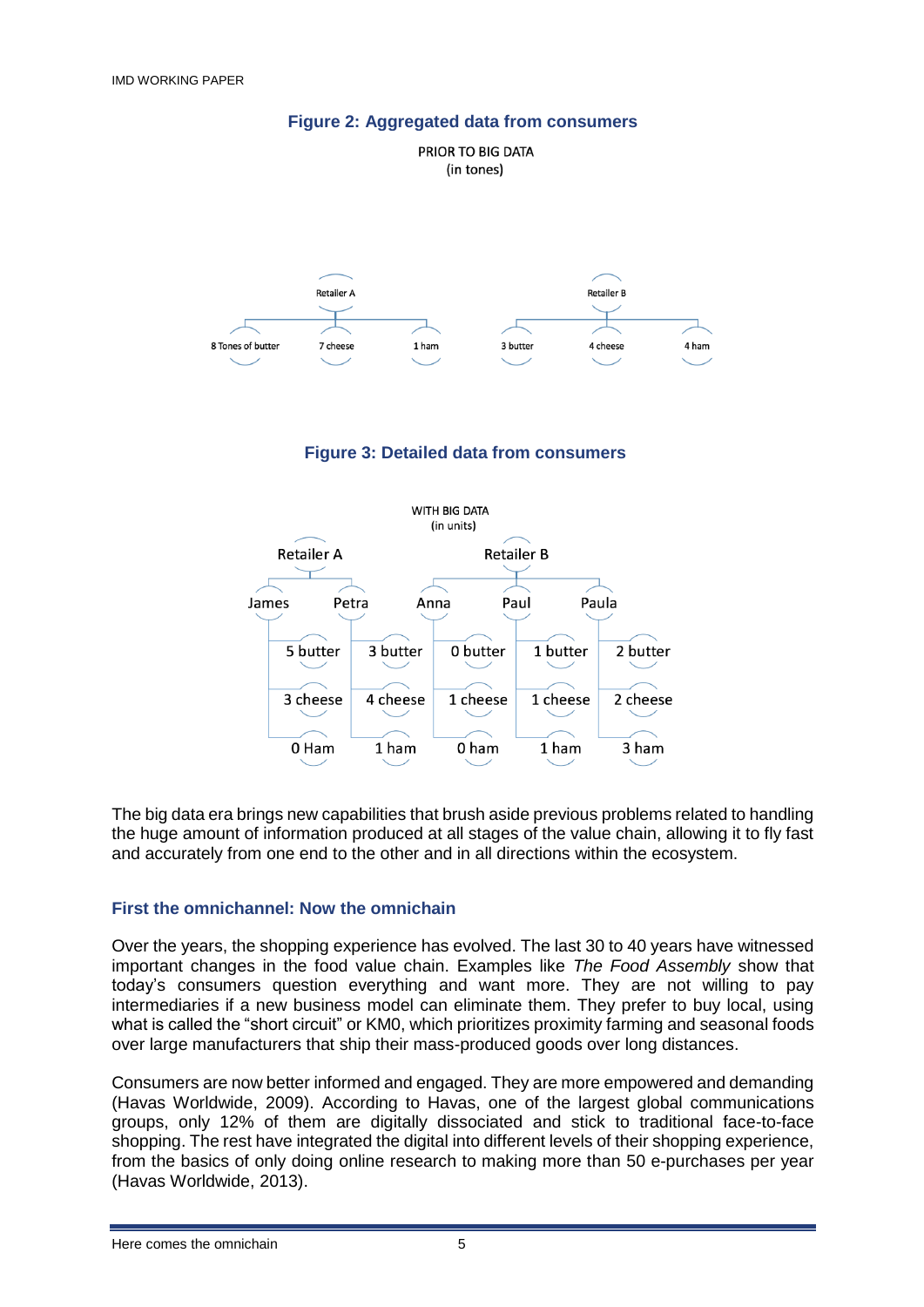**Figure 2: Aggregated data from consumers**

PRIOR TO BIG DATA
(in tones)

| Retailer A | | | Retailer B | | |
|---|---|---|---|---|---|
| 8 Tones of butter | 7 cheese | 1 ham | 3 butter | 4 cheese | 4 ham |

**Figure 3: Detailed data from consumers**

WITH BIG DATA
(in units)

| | Retailer A | | Retailer B | | |
|---|---|---|---|---|---|
| | James | Petra | Anna | Paul | Paula |
| Butter | 5 butter | 3 butter | 0 butter | 1 butter | 2 butter |
| Cheese | 3 cheese | 4 cheese | 1 cheese | 1 cheese | 2 cheese |
| Ham | 0 Ham | 1 ham | 0 ham | 1 ham | 3 ham |

The big data era brings new capabilities that brush aside previous problems related to handling the huge amount of information produced at all stages of the value chain, allowing it to fly fast and accurately from one end to the other and in all directions within the ecosystem.

## First the omnichannel: Now the omnichain

Over the years, the shopping experience has evolved. The last 30 to 40 years have witnessed important changes in the food value chain. Examples like *The Food Assembly* show that today's consumers question everything and want more. They are not willing to pay intermediaries if a new business model can eliminate them. They prefer to buy local, using what is called the "short circuit" or KM0, which prioritizes proximity farming and seasonal foods over large manufacturers that ship their mass-produced goods over long distances.

Consumers are now better informed and engaged. They are more empowered and demanding (Havas Worldwide, 2009). According to Havas, one of the largest global communications groups, only 12% of them are digitally dissociated and stick to traditional face-to-face shopping. The rest have integrated the digital into different levels of their shopping experience, from the basics of only doing online research to making more than 50 e-purchases per year (Havas Worldwide, 2013).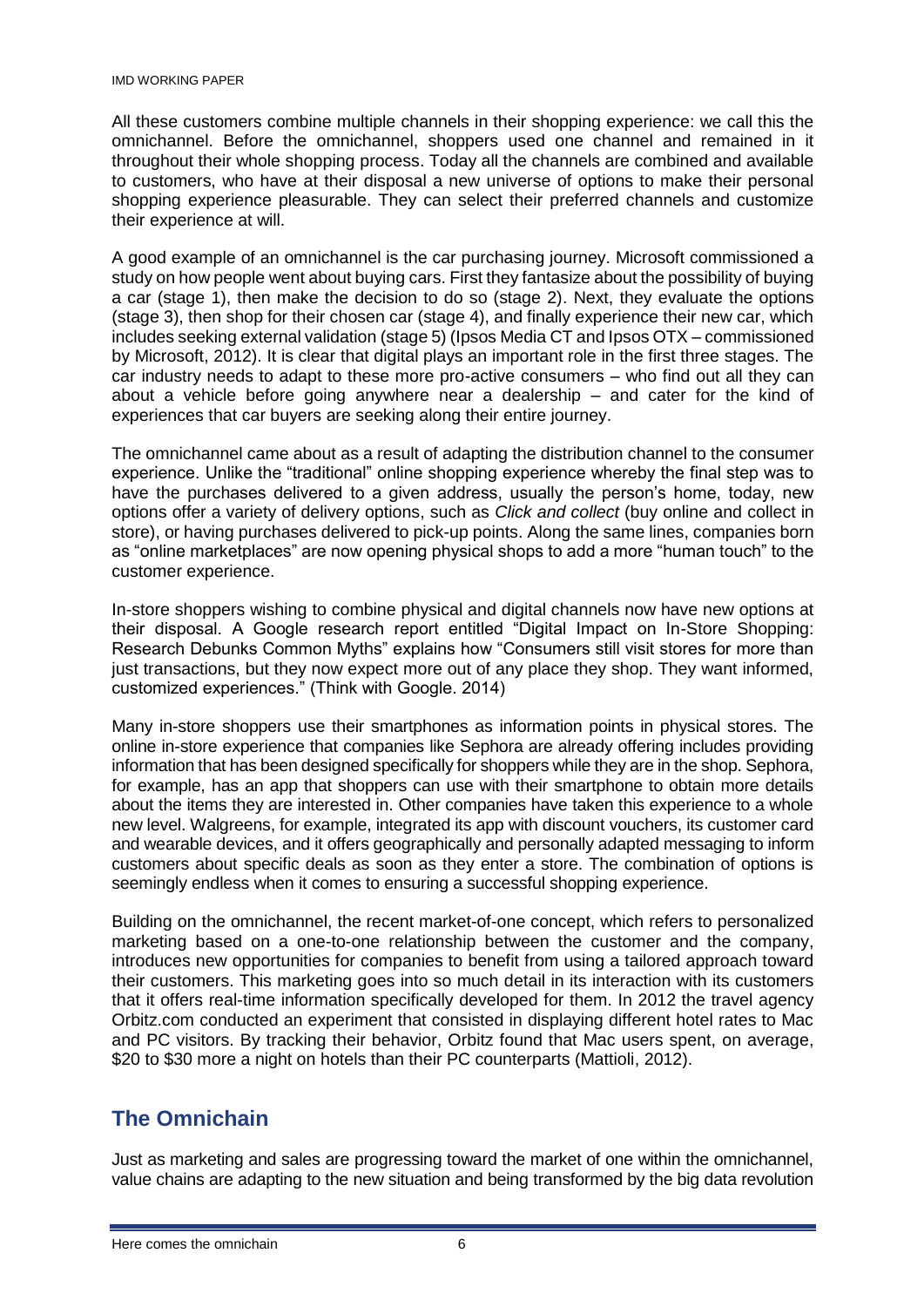All these customers combine multiple channels in their shopping experience: we call this the omnichannel. Before the omnichannel, shoppers used one channel and remained in it throughout their whole shopping process. Today all the channels are combined and available to customers, who have at their disposal a new universe of options to make their personal shopping experience pleasurable. They can select their preferred channels and customize their experience at will.

A good example of an omnichannel is the car purchasing journey. Microsoft commissioned a study on how people went about buying cars. First they fantasize about the possibility of buying a car (stage 1), then make the decision to do so (stage 2). Next, they evaluate the options (stage 3), then shop for their chosen car (stage 4), and finally experience their new car, which includes seeking external validation (stage 5) (Ipsos Media CT and Ipsos OTX – commissioned by Microsoft, 2012). It is clear that digital plays an important role in the first three stages. The car industry needs to adapt to these more pro-active consumers – who find out all they can about a vehicle before going anywhere near a dealership – and cater for the kind of experiences that car buyers are seeking along their entire journey.

The omnichannel came about as a result of adapting the distribution channel to the consumer experience. Unlike the "traditional" online shopping experience whereby the final step was to have the purchases delivered to a given address, usually the person's home, today, new options offer a variety of delivery options, such as *Click and collect* (buy online and collect in store), or having purchases delivered to pick-up points. Along the same lines, companies born as "online marketplaces" are now opening physical shops to add a more "human touch" to the customer experience.

In-store shoppers wishing to combine physical and digital channels now have new options at their disposal. A Google research report entitled "Digital Impact on In-Store Shopping: Research Debunks Common Myths" explains how "Consumers still visit stores for more than just transactions, but they now expect more out of any place they shop. They want informed, customized experiences." (Think with Google. 2014)

Many in-store shoppers use their smartphones as information points in physical stores. The online in-store experience that companies like Sephora are already offering includes providing information that has been designed specifically for shoppers while they are in the shop. Sephora, for example, has an app that shoppers can use with their smartphone to obtain more details about the items they are interested in. Other companies have taken this experience to a whole new level. Walgreens, for example, integrated its app with discount vouchers, its customer card and wearable devices, and it offers geographically and personally adapted messaging to inform customers about specific deals as soon as they enter a store. The combination of options is seemingly endless when it comes to ensuring a successful shopping experience.

Building on the omnichannel, the recent market-of-one concept, which refers to personalized marketing based on a one-to-one relationship between the customer and the company, introduces new opportunities for companies to benefit from using a tailored approach toward their customers. This marketing goes into so much detail in its interaction with its customers that it offers real-time information specifically developed for them. In 2012 the travel agency Orbitz.com conducted an experiment that consisted in displaying different hotel rates to Mac and PC visitors. By tracking their behavior, Orbitz found that Mac users spent, on average, $20 to $30 more a night on hotels than their PC counterparts (Mattioli, 2012).

## The Omnichain

Just as marketing and sales are progressing toward the market of one within the omnichannel, value chains are adapting to the new situation and being transformed by the big data revolution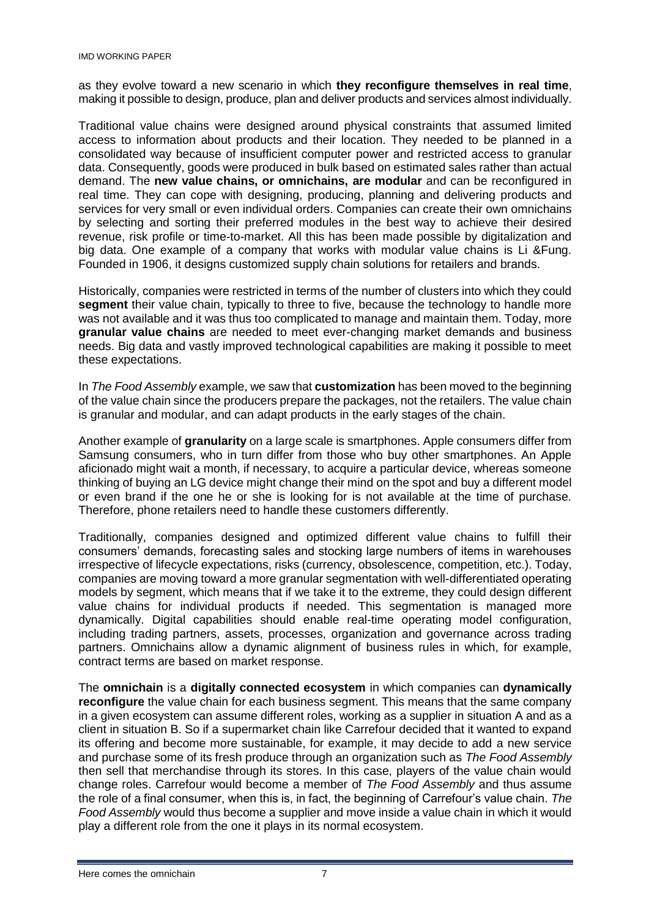as they evolve toward a new scenario in which **they reconfigure themselves in real time**, making it possible to design, produce, plan and deliver products and services almost individually.

Traditional value chains were designed around physical constraints that assumed limited access to information about products and their location. They needed to be planned in a consolidated way because of insufficient computer power and restricted access to granular data. Consequently, goods were produced in bulk based on estimated sales rather than actual demand. The **new value chains, or omnichains, are modular** and can be reconfigured in real time. They can cope with designing, producing, planning and delivering products and services for very small or even individual orders. Companies can create their own omnichains by selecting and sorting their preferred modules in the best way to achieve their desired revenue, risk profile or time-to-market. All this has been made possible by digitalization and big data. One example of a company that works with modular value chains is Li &Fung. Founded in 1906, it designs customized supply chain solutions for retailers and brands.

Historically, companies were restricted in terms of the number of clusters into which they could **segment** their value chain, typically to three to five, because the technology to handle more was not available and it was thus too complicated to manage and maintain them. Today, more **granular value chains** are needed to meet ever-changing market demands and business needs. Big data and vastly improved technological capabilities are making it possible to meet these expectations.

In *The Food Assembly* example, we saw that **customization** has been moved to the beginning of the value chain since the producers prepare the packages, not the retailers. The value chain is granular and modular, and can adapt products in the early stages of the chain.

Another example of **granularity** on a large scale is smartphones. Apple consumers differ from Samsung consumers, who in turn differ from those who buy other smartphones. An Apple aficionado might wait a month, if necessary, to acquire a particular device, whereas someone thinking of buying an LG device might change their mind on the spot and buy a different model or even brand if the one he or she is looking for is not available at the time of purchase. Therefore, phone retailers need to handle these customers differently.

Traditionally, companies designed and optimized different value chains to fulfill their consumers' demands, forecasting sales and stocking large numbers of items in warehouses irrespective of lifecycle expectations, risks (currency, obsolescence, competition, etc.). Today, companies are moving toward a more granular segmentation with well-differentiated operating models by segment, which means that if we take it to the extreme, they could design different value chains for individual products if needed. This segmentation is managed more dynamically. Digital capabilities should enable real-time operating model configuration, including trading partners, assets, processes, organization and governance across trading partners. Omnichains allow a dynamic alignment of business rules in which, for example, contract terms are based on market response.

The **omnichain** is a **digitally connected ecosystem** in which companies can **dynamically reconfigure** the value chain for each business segment. This means that the same company in a given ecosystem can assume different roles, working as a supplier in situation A and as a client in situation B. So if a supermarket chain like Carrefour decided that it wanted to expand its offering and become more sustainable, for example, it may decide to add a new service and purchase some of its fresh produce through an organization such as *The Food Assembly* then sell that merchandise through its stores. In this case, players of the value chain would change roles. Carrefour would become a member of *The Food Assembly* and thus assume the role of a final consumer, when this is, in fact, the beginning of Carrefour's value chain. *The Food Assembly* would thus become a supplier and move inside a value chain in which it would play a different role from the one it plays in its normal ecosystem.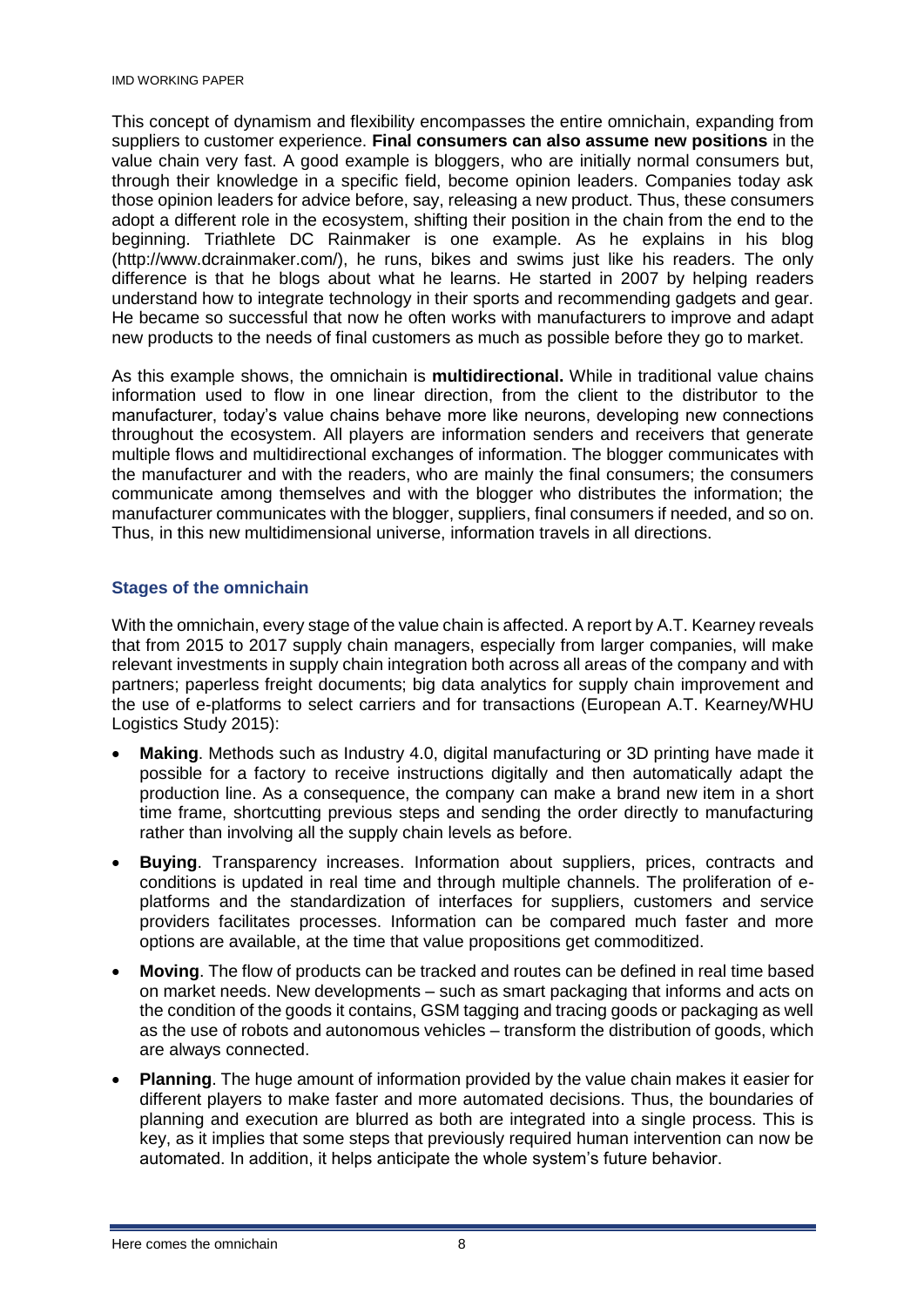This concept of dynamism and flexibility encompasses the entire omnichain, expanding from suppliers to customer experience. **Final consumers can also assume new positions** in the value chain very fast. A good example is bloggers, who are initially normal consumers but, through their knowledge in a specific field, become opinion leaders. Companies today ask those opinion leaders for advice before, say, releasing a new product. Thus, these consumers adopt a different role in the ecosystem, shifting their position in the chain from the end to the beginning. Triathlete DC Rainmaker is one example. As he explains in his blog (http://www.dcrainmaker.com/), he runs, bikes and swims just like his readers. The only difference is that he blogs about what he learns. He started in 2007 by helping readers understand how to integrate technology in their sports and recommending gadgets and gear. He became so successful that now he often works with manufacturers to improve and adapt new products to the needs of final customers as much as possible before they go to market.

As this example shows, the omnichain is **multidirectional.** While in traditional value chains information used to flow in one linear direction, from the client to the distributor to the manufacturer, today's value chains behave more like neurons, developing new connections throughout the ecosystem. All players are information senders and receivers that generate multiple flows and multidirectional exchanges of information. The blogger communicates with the manufacturer and with the readers, who are mainly the final consumers; the consumers communicate among themselves and with the blogger who distributes the information; the manufacturer communicates with the blogger, suppliers, final consumers if needed, and so on. Thus, in this new multidimensional universe, information travels in all directions.

### Stages of the omnichain

With the omnichain, every stage of the value chain is affected. A report by A.T. Kearney reveals that from 2015 to 2017 supply chain managers, especially from larger companies, will make relevant investments in supply chain integration both across all areas of the company and with partners; paperless freight documents; big data analytics for supply chain improvement and the use of e-platforms to select carriers and for transactions (European A.T. Kearney/WHU Logistics Study 2015):

- **Making**. Methods such as Industry 4.0, digital manufacturing or 3D printing have made it possible for a factory to receive instructions digitally and then automatically adapt the production line. As a consequence, the company can make a brand new item in a short time frame, shortcutting previous steps and sending the order directly to manufacturing rather than involving all the supply chain levels as before.
- **Buying**. Transparency increases. Information about suppliers, prices, contracts and conditions is updated in real time and through multiple channels. The proliferation of e-platforms and the standardization of interfaces for suppliers, customers and service providers facilitates processes. Information can be compared much faster and more options are available, at the time that value propositions get commoditized.
- **Moving**. The flow of products can be tracked and routes can be defined in real time based on market needs. New developments – such as smart packaging that informs and acts on the condition of the goods it contains, GSM tagging and tracing goods or packaging as well as the use of robots and autonomous vehicles – transform the distribution of goods, which are always connected.
- **Planning**. The huge amount of information provided by the value chain makes it easier for different players to make faster and more automated decisions. Thus, the boundaries of planning and execution are blurred as both are integrated into a single process. This is key, as it implies that some steps that previously required human intervention can now be automated. In addition, it helps anticipate the whole system's future behavior.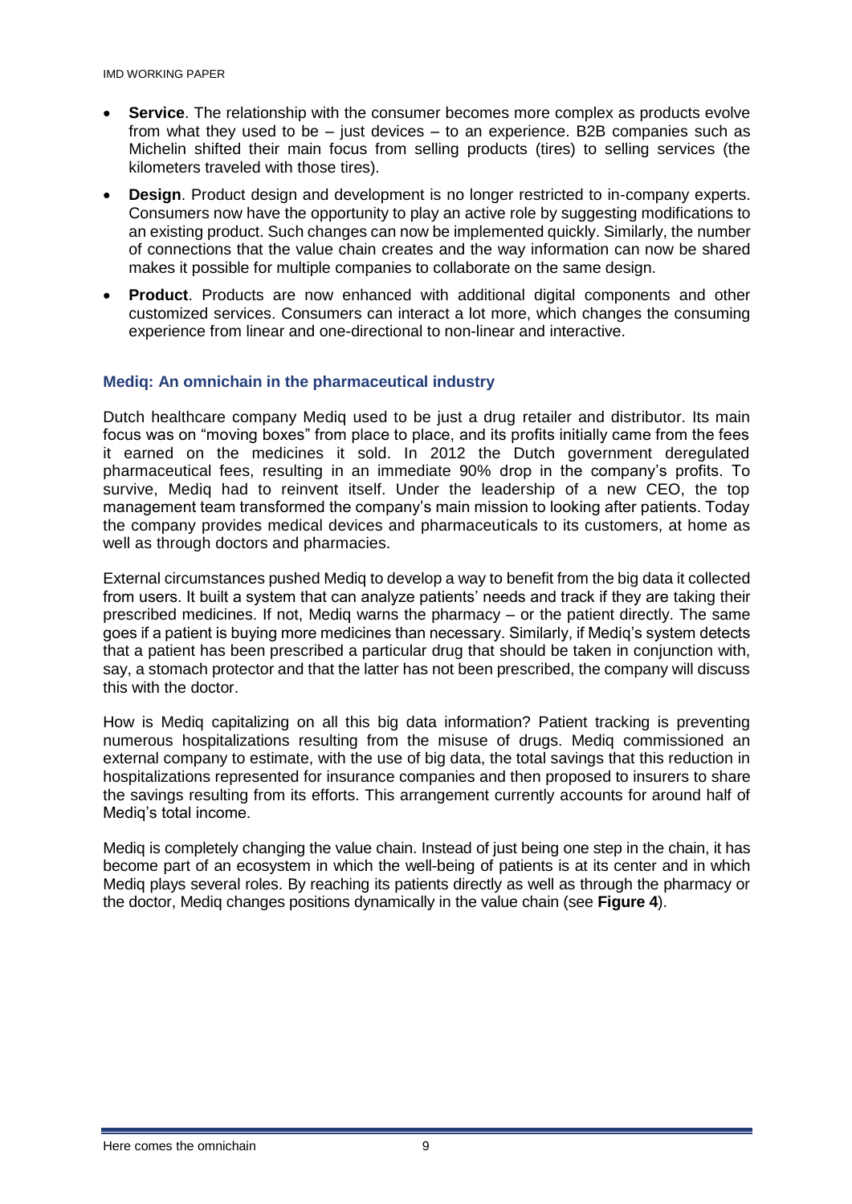- **Service**. The relationship with the consumer becomes more complex as products evolve from what they used to be – just devices – to an experience. B2B companies such as Michelin shifted their main focus from selling products (tires) to selling services (the kilometers traveled with those tires).
- **Design**. Product design and development is no longer restricted to in-company experts. Consumers now have the opportunity to play an active role by suggesting modifications to an existing product. Such changes can now be implemented quickly. Similarly, the number of connections that the value chain creates and the way information can now be shared makes it possible for multiple companies to collaborate on the same design.
- **Product**. Products are now enhanced with additional digital components and other customized services. Consumers can interact a lot more, which changes the consuming experience from linear and one-directional to non-linear and interactive.

### Mediq: An omnichain in the pharmaceutical industry

Dutch healthcare company Mediq used to be just a drug retailer and distributor. Its main focus was on "moving boxes" from place to place, and its profits initially came from the fees it earned on the medicines it sold. In 2012 the Dutch government deregulated pharmaceutical fees, resulting in an immediate 90% drop in the company's profits. To survive, Mediq had to reinvent itself. Under the leadership of a new CEO, the top management team transformed the company's main mission to looking after patients. Today the company provides medical devices and pharmaceuticals to its customers, at home as well as through doctors and pharmacies.

External circumstances pushed Mediq to develop a way to benefit from the big data it collected from users. It built a system that can analyze patients' needs and track if they are taking their prescribed medicines. If not, Mediq warns the pharmacy – or the patient directly. The same goes if a patient is buying more medicines than necessary. Similarly, if Mediq's system detects that a patient has been prescribed a particular drug that should be taken in conjunction with, say, a stomach protector and that the latter has not been prescribed, the company will discuss this with the doctor.

How is Mediq capitalizing on all this big data information? Patient tracking is preventing numerous hospitalizations resulting from the misuse of drugs. Mediq commissioned an external company to estimate, with the use of big data, the total savings that this reduction in hospitalizations represented for insurance companies and then proposed to insurers to share the savings resulting from its efforts. This arrangement currently accounts for around half of Mediq's total income.

Mediq is completely changing the value chain. Instead of just being one step in the chain, it has become part of an ecosystem in which the well-being of patients is at its center and in which Mediq plays several roles. By reaching its patients directly as well as through the pharmacy or the doctor, Mediq changes positions dynamically in the value chain (see **Figure 4**).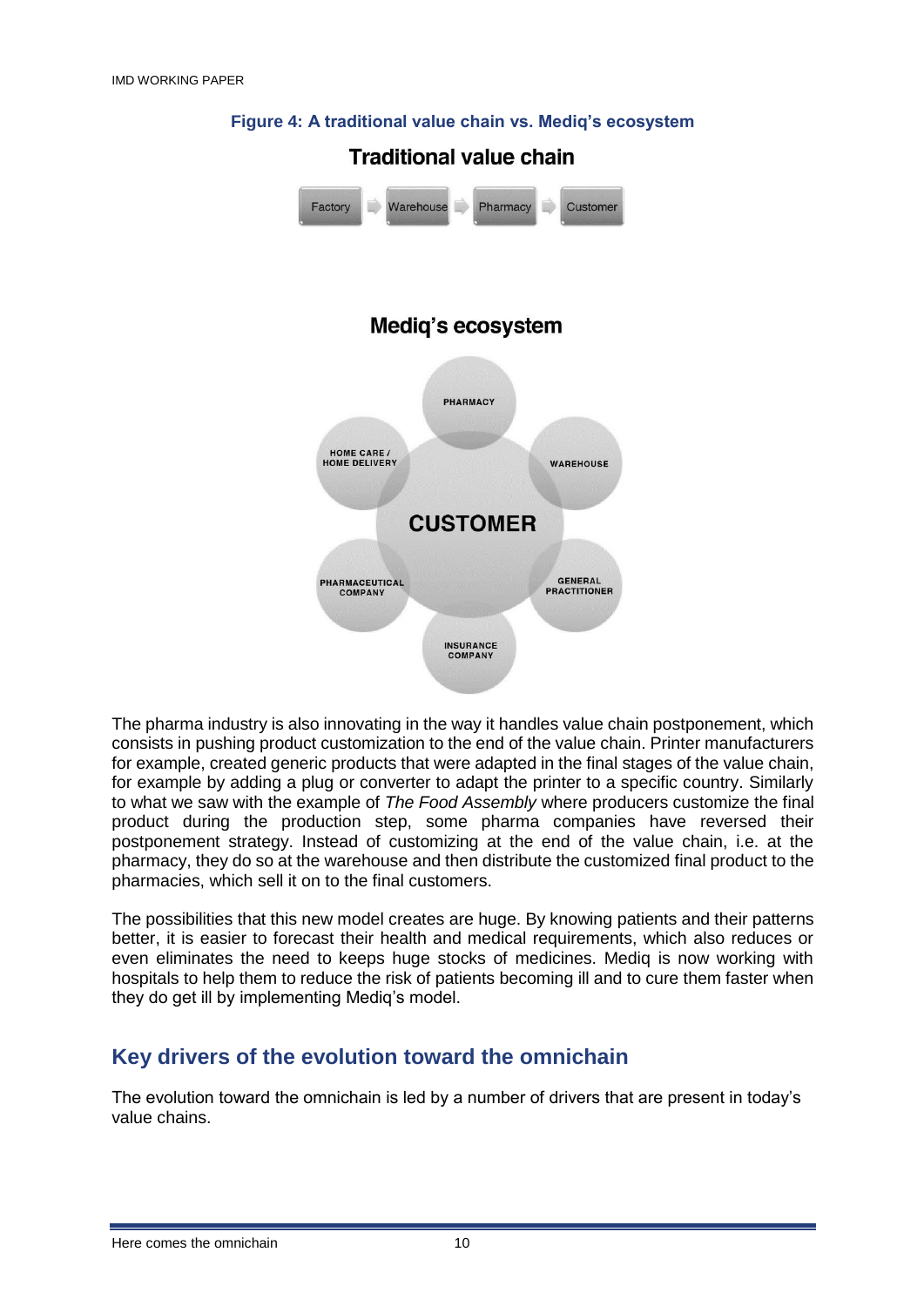**Figure 4: A traditional value chain vs. Mediq's ecosystem**

**Traditional value chain**

Factory → Warehouse → Pharmacy → Customer

**Mediq's ecosystem**

CUSTOMER

PHARMACY

WAREHOUSE

GENERAL PRACTITIONER

INSURANCE COMPANY

PHARMACEUTICAL COMPANY

HOME CARE / HOME DELIVERY

The pharma industry is also innovating in the way it handles value chain postponement, which consists in pushing product customization to the end of the value chain. Printer manufacturers for example, created generic products that were adapted in the final stages of the value chain, for example by adding a plug or converter to adapt the printer to a specific country. Similarly to what we saw with the example of *The Food Assembly* where producers customize the final product during the production step, some pharma companies have reversed their postponement strategy. Instead of customizing at the end of the value chain, i.e. at the pharmacy, they do so at the warehouse and then distribute the customized final product to the pharmacies, which sell it on to the final customers.

The possibilities that this new model creates are huge. By knowing patients and their patterns better, it is easier to forecast their health and medical requirements, which also reduces or even eliminates the need to keeps huge stocks of medicines. Mediq is now working with hospitals to help them to reduce the risk of patients becoming ill and to cure them faster when they do get ill by implementing Mediq's model.

## Key drivers of the evolution toward the omnichain

The evolution toward the omnichain is led by a number of drivers that are present in today's value chains.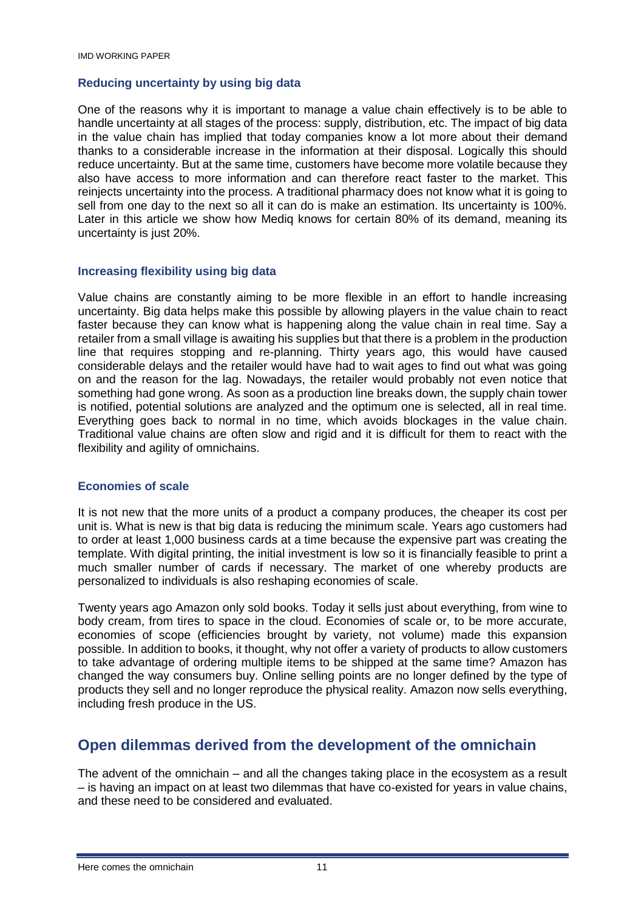### Reducing uncertainty by using big data

One of the reasons why it is important to manage a value chain effectively is to be able to handle uncertainty at all stages of the process: supply, distribution, etc. The impact of big data in the value chain has implied that today companies know a lot more about their demand thanks to a considerable increase in the information at their disposal. Logically this should reduce uncertainty. But at the same time, customers have become more volatile because they also have access to more information and can therefore react faster to the market. This reinjects uncertainty into the process. A traditional pharmacy does not know what it is going to sell from one day to the next so all it can do is make an estimation. Its uncertainty is 100%. Later in this article we show how Mediq knows for certain 80% of its demand, meaning its uncertainty is just 20%.

### Increasing flexibility using big data

Value chains are constantly aiming to be more flexible in an effort to handle increasing uncertainty. Big data helps make this possible by allowing players in the value chain to react faster because they can know what is happening along the value chain in real time. Say a retailer from a small village is awaiting his supplies but that there is a problem in the production line that requires stopping and re-planning. Thirty years ago, this would have caused considerable delays and the retailer would have had to wait ages to find out what was going on and the reason for the lag. Nowadays, the retailer would probably not even notice that something had gone wrong. As soon as a production line breaks down, the supply chain tower is notified, potential solutions are analyzed and the optimum one is selected, all in real time. Everything goes back to normal in no time, which avoids blockages in the value chain. Traditional value chains are often slow and rigid and it is difficult for them to react with the flexibility and agility of omnichains.

### Economies of scale

It is not new that the more units of a product a company produces, the cheaper its cost per unit is. What is new is that big data is reducing the minimum scale. Years ago customers had to order at least 1,000 business cards at a time because the expensive part was creating the template. With digital printing, the initial investment is low so it is financially feasible to print a much smaller number of cards if necessary. The market of one whereby products are personalized to individuals is also reshaping economies of scale.

Twenty years ago Amazon only sold books. Today it sells just about everything, from wine to body cream, from tires to space in the cloud. Economies of scale or, to be more accurate, economies of scope (efficiencies brought by variety, not volume) made this expansion possible. In addition to books, it thought, why not offer a variety of products to allow customers to take advantage of ordering multiple items to be shipped at the same time? Amazon has changed the way consumers buy. Online selling points are no longer defined by the type of products they sell and no longer reproduce the physical reality. Amazon now sells everything, including fresh produce in the US.

## Open dilemmas derived from the development of the omnichain

The advent of the omnichain – and all the changes taking place in the ecosystem as a result – is having an impact on at least two dilemmas that have co-existed for years in value chains, and these need to be considered and evaluated.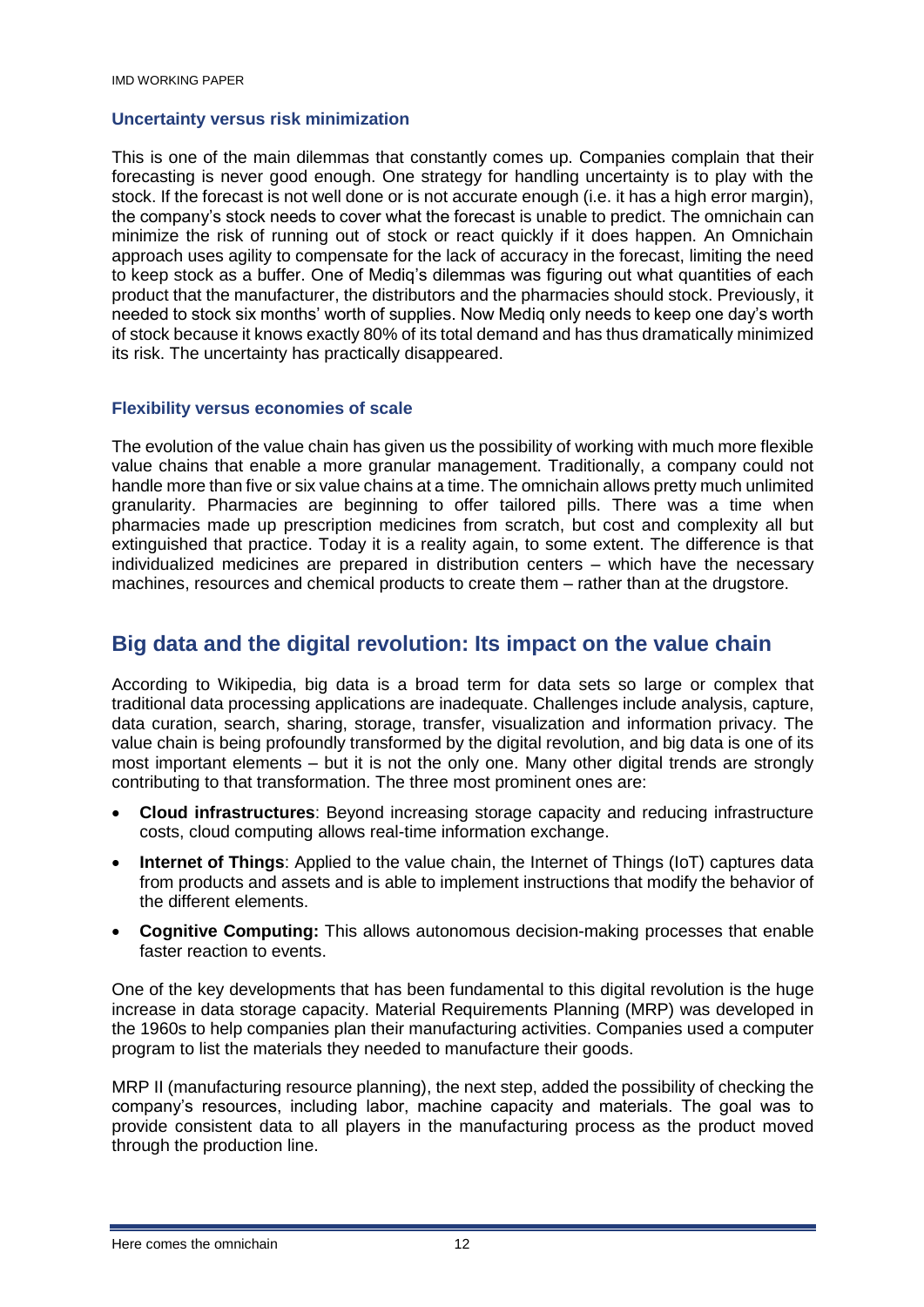### Uncertainty versus risk minimization

This is one of the main dilemmas that constantly comes up. Companies complain that their forecasting is never good enough. One strategy for handling uncertainty is to play with the stock. If the forecast is not well done or is not accurate enough (i.e. it has a high error margin), the company's stock needs to cover what the forecast is unable to predict. The omnichain can minimize the risk of running out of stock or react quickly if it does happen. An Omnichain approach uses agility to compensate for the lack of accuracy in the forecast, limiting the need to keep stock as a buffer. One of Mediq's dilemmas was figuring out what quantities of each product that the manufacturer, the distributors and the pharmacies should stock. Previously, it needed to stock six months' worth of supplies. Now Mediq only needs to keep one day's worth of stock because it knows exactly 80% of its total demand and has thus dramatically minimized its risk. The uncertainty has practically disappeared.

### Flexibility versus economies of scale

The evolution of the value chain has given us the possibility of working with much more flexible value chains that enable a more granular management. Traditionally, a company could not handle more than five or six value chains at a time. The omnichain allows pretty much unlimited granularity. Pharmacies are beginning to offer tailored pills. There was a time when pharmacies made up prescription medicines from scratch, but cost and complexity all but extinguished that practice. Today it is a reality again, to some extent. The difference is that individualized medicines are prepared in distribution centers – which have the necessary machines, resources and chemical products to create them – rather than at the drugstore.

## Big data and the digital revolution: Its impact on the value chain

According to Wikipedia, big data is a broad term for data sets so large or complex that traditional data processing applications are inadequate. Challenges include analysis, capture, data curation, search, sharing, storage, transfer, visualization and information privacy. The value chain is being profoundly transformed by the digital revolution, and big data is one of its most important elements – but it is not the only one. Many other digital trends are strongly contributing to that transformation. The three most prominent ones are:

- **Cloud infrastructures**: Beyond increasing storage capacity and reducing infrastructure costs, cloud computing allows real-time information exchange.
- **Internet of Things**: Applied to the value chain, the Internet of Things (IoT) captures data from products and assets and is able to implement instructions that modify the behavior of the different elements.
- **Cognitive Computing:** This allows autonomous decision-making processes that enable faster reaction to events.

One of the key developments that has been fundamental to this digital revolution is the huge increase in data storage capacity. Material Requirements Planning (MRP) was developed in the 1960s to help companies plan their manufacturing activities. Companies used a computer program to list the materials they needed to manufacture their goods.

MRP II (manufacturing resource planning), the next step, added the possibility of checking the company's resources, including labor, machine capacity and materials. The goal was to provide consistent data to all players in the manufacturing process as the product moved through the production line.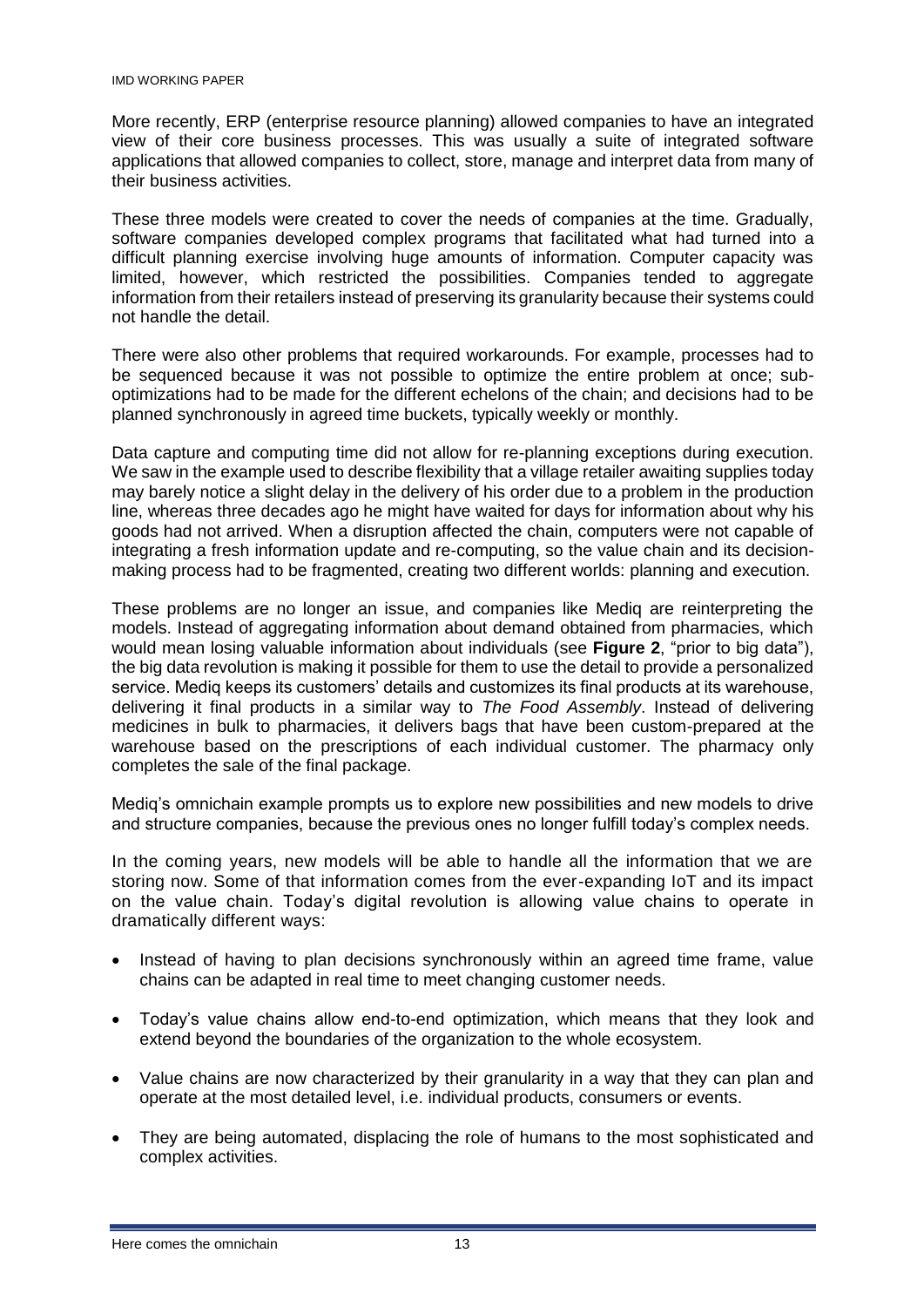More recently, ERP (enterprise resource planning) allowed companies to have an integrated view of their core business processes. This was usually a suite of integrated software applications that allowed companies to collect, store, manage and interpret data from many of their business activities.

These three models were created to cover the needs of companies at the time. Gradually, software companies developed complex programs that facilitated what had turned into a difficult planning exercise involving huge amounts of information. Computer capacity was limited, however, which restricted the possibilities. Companies tended to aggregate information from their retailers instead of preserving its granularity because their systems could not handle the detail.

There were also other problems that required workarounds. For example, processes had to be sequenced because it was not possible to optimize the entire problem at once; sub-optimizations had to be made for the different echelons of the chain; and decisions had to be planned synchronously in agreed time buckets, typically weekly or monthly.

Data capture and computing time did not allow for re-planning exceptions during execution. We saw in the example used to describe flexibility that a village retailer awaiting supplies today may barely notice a slight delay in the delivery of his order due to a problem in the production line, whereas three decades ago he might have waited for days for information about why his goods had not arrived. When a disruption affected the chain, computers were not capable of integrating a fresh information update and re-computing, so the value chain and its decision-making process had to be fragmented, creating two different worlds: planning and execution.

These problems are no longer an issue, and companies like Mediq are reinterpreting the models. Instead of aggregating information about demand obtained from pharmacies, which would mean losing valuable information about individuals (see **Figure 2**, "prior to big data"), the big data revolution is making it possible for them to use the detail to provide a personalized service. Mediq keeps its customers' details and customizes its final products at its warehouse, delivering it final products in a similar way to *The Food Assembly*. Instead of delivering medicines in bulk to pharmacies, it delivers bags that have been custom-prepared at the warehouse based on the prescriptions of each individual customer. The pharmacy only completes the sale of the final package.

Mediq's omnichain example prompts us to explore new possibilities and new models to drive and structure companies, because the previous ones no longer fulfill today's complex needs.

In the coming years, new models will be able to handle all the information that we are storing now. Some of that information comes from the ever-expanding IoT and its impact on the value chain. Today's digital revolution is allowing value chains to operate in dramatically different ways:

- Instead of having to plan decisions synchronously within an agreed time frame, value chains can be adapted in real time to meet changing customer needs.
- Today's value chains allow end-to-end optimization, which means that they look and extend beyond the boundaries of the organization to the whole ecosystem.
- Value chains are now characterized by their granularity in a way that they can plan and operate at the most detailed level, i.e. individual products, consumers or events.
- They are being automated, displacing the role of humans to the most sophisticated and complex activities.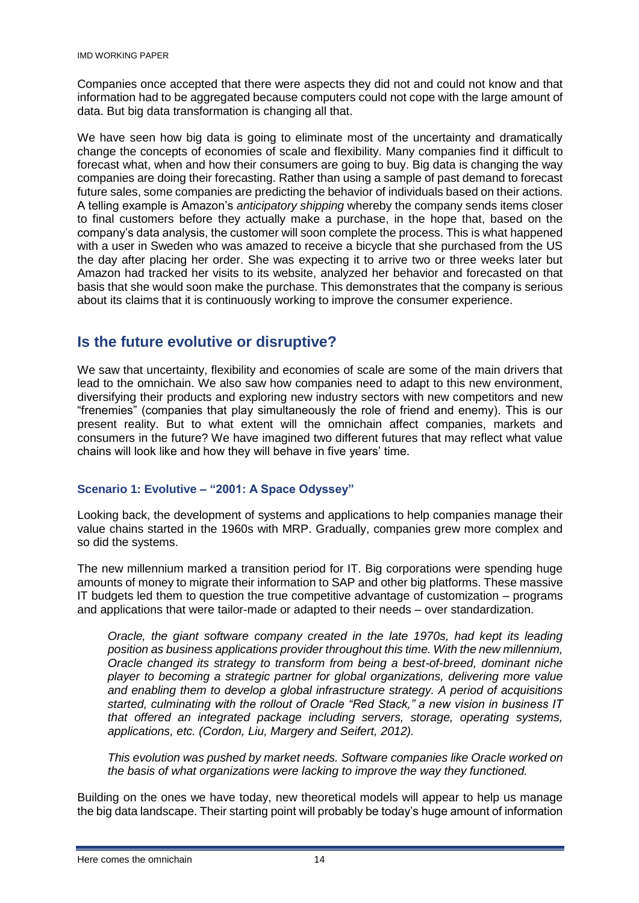Companies once accepted that there were aspects they did not and could not know and that information had to be aggregated because computers could not cope with the large amount of data. But big data transformation is changing all that.

We have seen how big data is going to eliminate most of the uncertainty and dramatically change the concepts of economies of scale and flexibility. Many companies find it difficult to forecast what, when and how their consumers are going to buy. Big data is changing the way companies are doing their forecasting. Rather than using a sample of past demand to forecast future sales, some companies are predicting the behavior of individuals based on their actions. A telling example is Amazon's *anticipatory shipping* whereby the company sends items closer to final customers before they actually make a purchase, in the hope that, based on the company's data analysis, the customer will soon complete the process. This is what happened with a user in Sweden who was amazed to receive a bicycle that she purchased from the US the day after placing her order. She was expecting it to arrive two or three weeks later but Amazon had tracked her visits to its website, analyzed her behavior and forecasted on that basis that she would soon make the purchase. This demonstrates that the company is serious about its claims that it is continuously working to improve the consumer experience.

## Is the future evolutive or disruptive?

We saw that uncertainty, flexibility and economies of scale are some of the main drivers that lead to the omnichain. We also saw how companies need to adapt to this new environment, diversifying their products and exploring new industry sectors with new competitors and new "frenemies" (companies that play simultaneously the role of friend and enemy). This is our present reality. But to what extent will the omnichain affect companies, markets and consumers in the future? We have imagined two different futures that may reflect what value chains will look like and how they will behave in five years' time.

### Scenario 1: Evolutive – "2001: A Space Odyssey"

Looking back, the development of systems and applications to help companies manage their value chains started in the 1960s with MRP. Gradually, companies grew more complex and so did the systems.

The new millennium marked a transition period for IT. Big corporations were spending huge amounts of money to migrate their information to SAP and other big platforms. These massive IT budgets led them to question the true competitive advantage of customization – programs and applications that were tailor-made or adapted to their needs – over standardization.

> *Oracle, the giant software company created in the late 1970s, had kept its leading position as business applications provider throughout this time. With the new millennium, Oracle changed its strategy to transform from being a best-of-breed, dominant niche player to becoming a strategic partner for global organizations, delivering more value and enabling them to develop a global infrastructure strategy. A period of acquisitions started, culminating with the rollout of Oracle "Red Stack," a new vision in business IT that offered an integrated package including servers, storage, operating systems, applications, etc. (Cordon, Liu, Margery and Seifert, 2012).*
>
> *This evolution was pushed by market needs. Software companies like Oracle worked on the basis of what organizations were lacking to improve the way they functioned.*

Building on the ones we have today, new theoretical models will appear to help us manage the big data landscape. Their starting point will probably be today's huge amount of information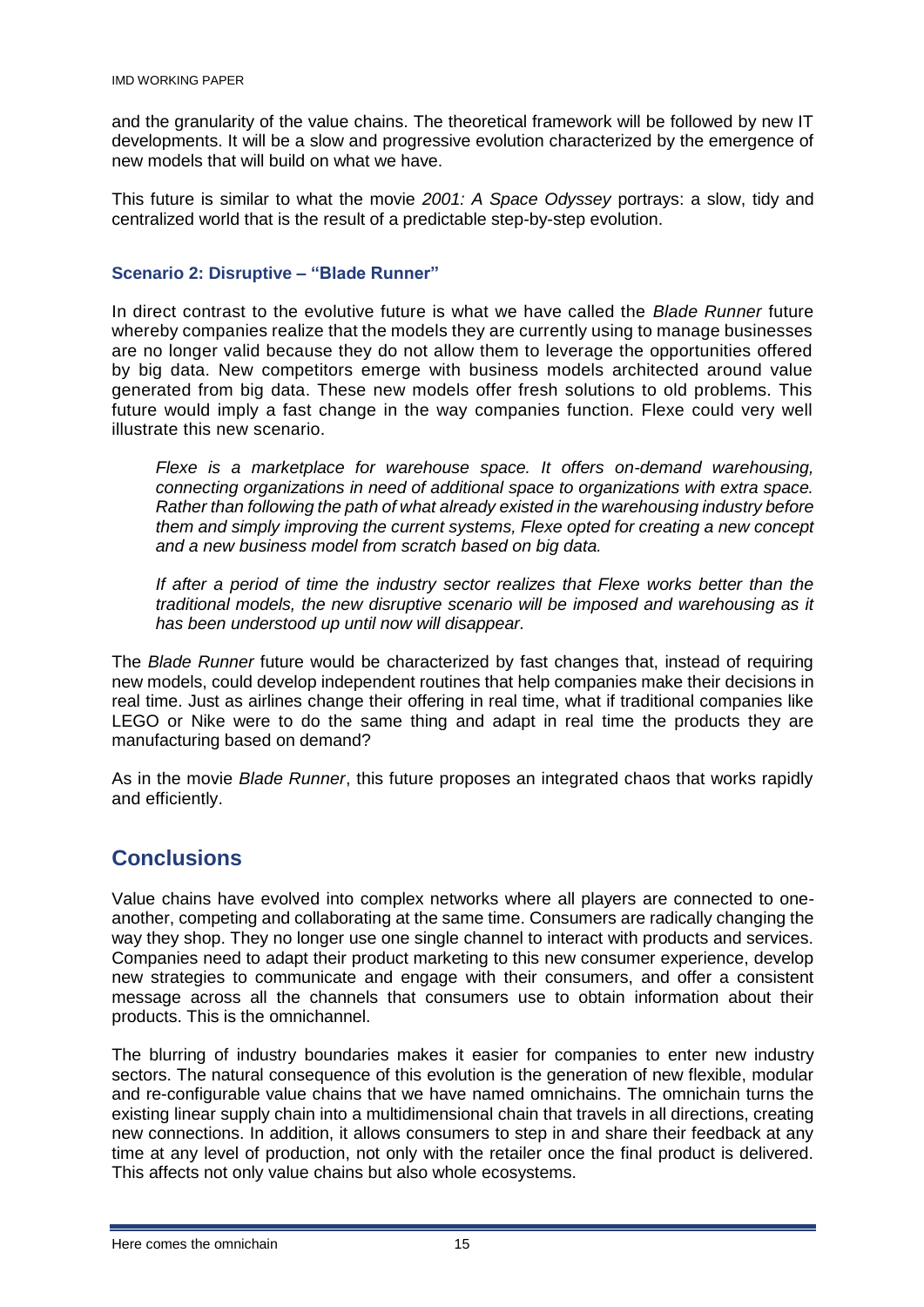and the granularity of the value chains. The theoretical framework will be followed by new IT developments. It will be a slow and progressive evolution characterized by the emergence of new models that will build on what we have.

This future is similar to what the movie *2001: A Space Odyssey* portrays: a slow, tidy and centralized world that is the result of a predictable step-by-step evolution.

### Scenario 2: Disruptive – "Blade Runner"

In direct contrast to the evolutive future is what we have called the *Blade Runner* future whereby companies realize that the models they are currently using to manage businesses are no longer valid because they do not allow them to leverage the opportunities offered by big data. New competitors emerge with business models architected around value generated from big data. These new models offer fresh solutions to old problems. This future would imply a fast change in the way companies function. Flexe could very well illustrate this new scenario.

> *Flexe is a marketplace for warehouse space. It offers on-demand warehousing, connecting organizations in need of additional space to organizations with extra space. Rather than following the path of what already existed in the warehousing industry before them and simply improving the current systems, Flexe opted for creating a new concept and a new business model from scratch based on big data.*
>
> *If after a period of time the industry sector realizes that Flexe works better than the traditional models, the new disruptive scenario will be imposed and warehousing as it has been understood up until now will disappear.*

The *Blade Runner* future would be characterized by fast changes that, instead of requiring new models, could develop independent routines that help companies make their decisions in real time. Just as airlines change their offering in real time, what if traditional companies like LEGO or Nike were to do the same thing and adapt in real time the products they are manufacturing based on demand?

As in the movie *Blade Runner*, this future proposes an integrated chaos that works rapidly and efficiently.

## Conclusions

Value chains have evolved into complex networks where all players are connected to one-another, competing and collaborating at the same time. Consumers are radically changing the way they shop. They no longer use one single channel to interact with products and services. Companies need to adapt their product marketing to this new consumer experience, develop new strategies to communicate and engage with their consumers, and offer a consistent message across all the channels that consumers use to obtain information about their products. This is the omnichannel.

The blurring of industry boundaries makes it easier for companies to enter new industry sectors. The natural consequence of this evolution is the generation of new flexible, modular and re-configurable value chains that we have named omnichains. The omnichain turns the existing linear supply chain into a multidimensional chain that travels in all directions, creating new connections. In addition, it allows consumers to step in and share their feedback at any time at any level of production, not only with the retailer once the final product is delivered. This affects not only value chains but also whole ecosystems.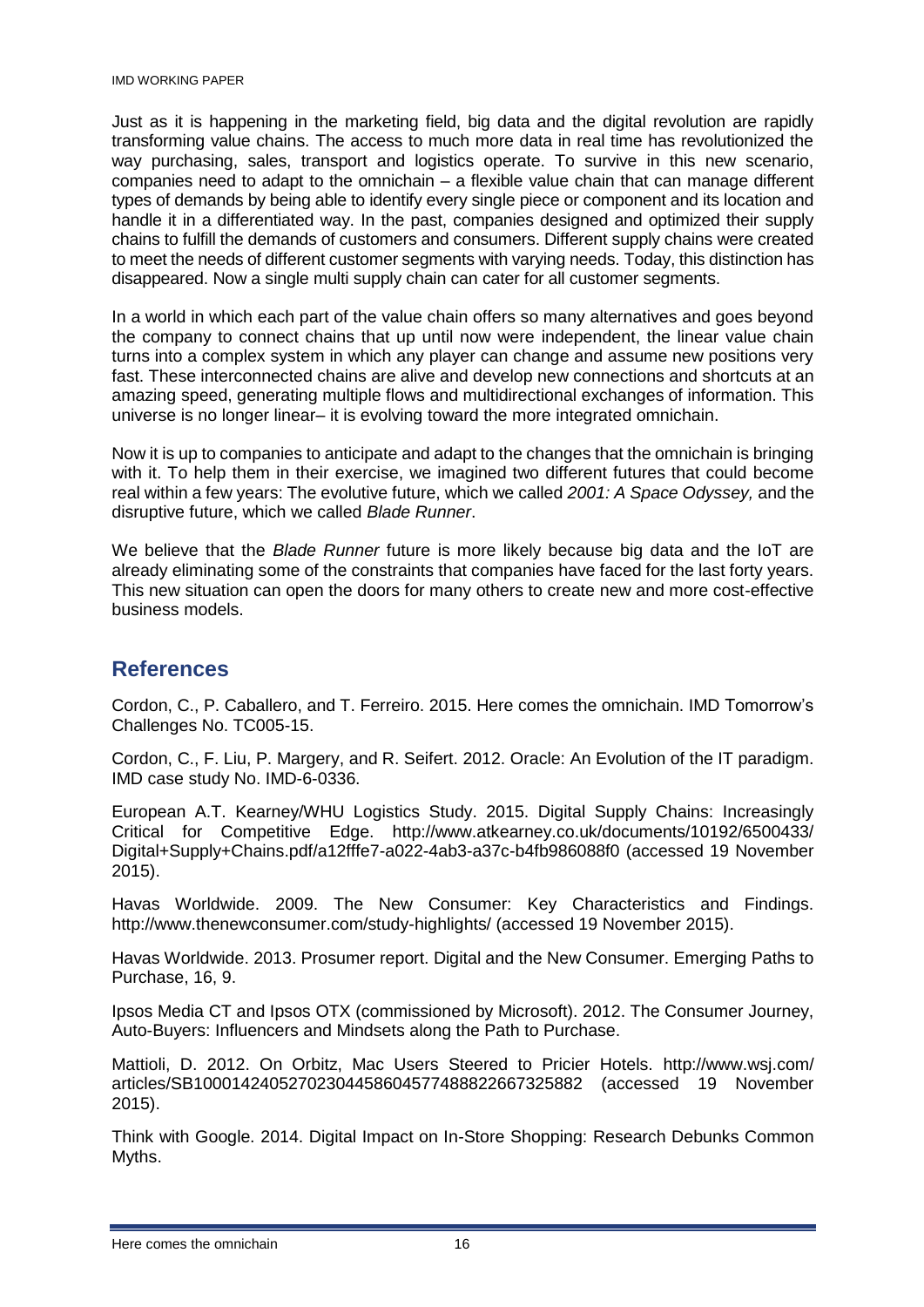Just as it is happening in the marketing field, big data and the digital revolution are rapidly transforming value chains. The access to much more data in real time has revolutionized the way purchasing, sales, transport and logistics operate. To survive in this new scenario, companies need to adapt to the omnichain – a flexible value chain that can manage different types of demands by being able to identify every single piece or component and its location and handle it in a differentiated way. In the past, companies designed and optimized their supply chains to fulfill the demands of customers and consumers. Different supply chains were created to meet the needs of different customer segments with varying needs. Today, this distinction has disappeared. Now a single multi supply chain can cater for all customer segments.

In a world in which each part of the value chain offers so many alternatives and goes beyond the company to connect chains that up until now were independent, the linear value chain turns into a complex system in which any player can change and assume new positions very fast. These interconnected chains are alive and develop new connections and shortcuts at an amazing speed, generating multiple flows and multidirectional exchanges of information. This universe is no longer linear– it is evolving toward the more integrated omnichain.

Now it is up to companies to anticipate and adapt to the changes that the omnichain is bringing with it. To help them in their exercise, we imagined two different futures that could become real within a few years: The evolutive future, which we called *2001: A Space Odyssey,* and the disruptive future, which we called *Blade Runner*.

We believe that the *Blade Runner* future is more likely because big data and the IoT are already eliminating some of the constraints that companies have faced for the last forty years. This new situation can open the doors for many others to create new and more cost-effective business models.

## References

Cordon, C., P. Caballero, and T. Ferreiro. 2015. Here comes the omnichain. IMD Tomorrow's Challenges No. TC005-15.

Cordon, C., F. Liu, P. Margery, and R. Seifert. 2012. Oracle: An Evolution of the IT paradigm. IMD case study No. IMD-6-0336.

European A.T. Kearney/WHU Logistics Study. 2015. Digital Supply Chains: Increasingly Critical for Competitive Edge. http://www.atkearney.co.uk/documents/10192/6500433/Digital+Supply+Chains.pdf/a12fffe7-a022-4ab3-a37c-b4fb986088f0 (accessed 19 November 2015).

Havas Worldwide. 2009. The New Consumer: Key Characteristics and Findings. http://www.thenewconsumer.com/study-highlights/ (accessed 19 November 2015).

Havas Worldwide. 2013. Prosumer report. Digital and the New Consumer. Emerging Paths to Purchase, 16, 9.

Ipsos Media CT and Ipsos OTX (commissioned by Microsoft). 2012. The Consumer Journey, Auto-Buyers: Influencers and Mindsets along the Path to Purchase.

Mattioli, D. 2012. On Orbitz, Mac Users Steered to Pricier Hotels. http://www.wsj.com/articles/SB10001424052702304458604577488822667325882 (accessed 19 November 2015).

Think with Google. 2014. Digital Impact on In-Store Shopping: Research Debunks Common Myths.